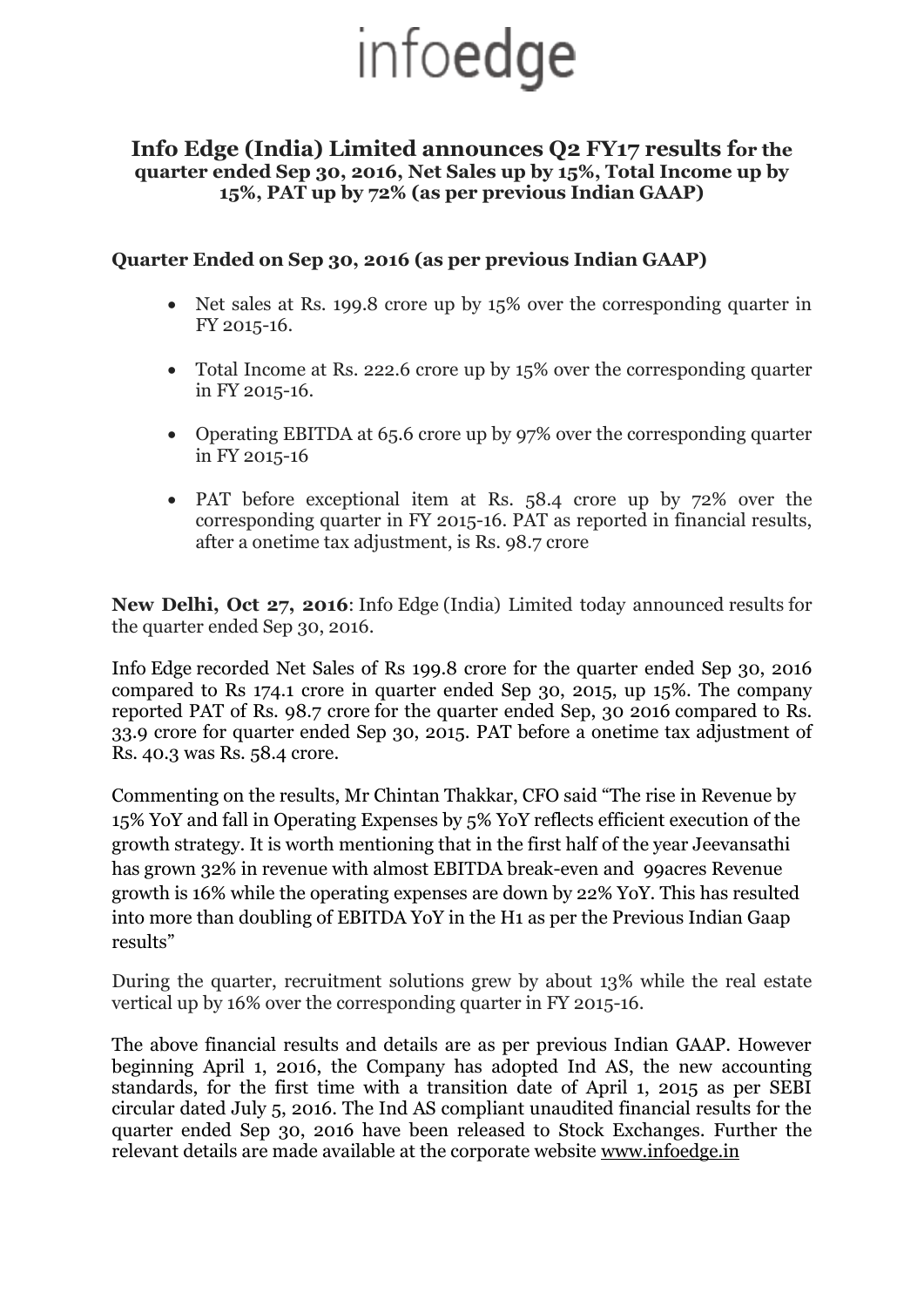infoedge

# Info Edge (India) Limited announces Q2 FY17 results for the quarter ended Sep 30, 2016, Net Sales up by 15%, Total Income up by 15%, PAT up by 72% (as per previous Indian GAAP)

## Quarter Ended on Sep 30, 2016 (as per previous Indian GAAP)

- Net sales at Rs. 199.8 crore up by 15% over the corresponding quarter in FY 2015-16.
- Total Income at Rs. 222.6 crore up by 15% over the corresponding quarter in FY 2015-16.
- Operating EBITDA at 65.6 crore up by 97% over the corresponding quarter in FY 2015-16
- PAT before exceptional item at Rs. 58.4 crore up by 72% over the corresponding quarter in FY 2015-16. PAT as reported in financial results, after a onetime tax adjustment, is Rs. 98.7 crore

**New Delhi, Oct 27, 2016**: Info Edge (India) Limited today announced results for the quarter ended Sep 30, 2016.

Info Edge recorded Net Sales of Rs 199.8 crore for the quarter ended Sep 30, 2016 compared to Rs 174.1 crore in quarter ended Sep 30, 2015, up 15%. The company reported PAT of Rs. 98.7 crore for the quarter ended Sep, 30 2016 compared to Rs. 33.9 crore for quarter ended Sep 30, 2015. PAT before a onetime tax adjustment of Rs. 40.3 was Rs. 58.4 crore.

Commenting on the results, Mr Chintan Thakkar, CFO said "The rise in Revenue by 15% YoY and fall in Operating Expenses by 5% YoY reflects efficient execution of the growth strategy. It is worth mentioning that in the first half of the year Jeevansathi has grown 32% in revenue with almost EBITDA break-even and 99acres Revenue growth is 16% while the operating expenses are down by 22% YoY. This has resulted into more than doubling of EBITDA YoY in the H1 as per the Previous Indian Gaap results"

During the quarter, recruitment solutions grew by about 13% while the real estate vertical up by 16% over the corresponding quarter in FY 2015-16.

The above financial results and details are as per previous Indian GAAP. However beginning April 1, 2016, the Company has adopted Ind AS, the new accounting standards, for the first time with a transition date of April 1, 2015 as per SEBI circular dated July 5, 2016. The Ind AS compliant unaudited financial results for the quarter ended Sep 30, 2016 have been released to Stock Exchanges. Further the relevant details are made available at the corporate website www.infoedge.in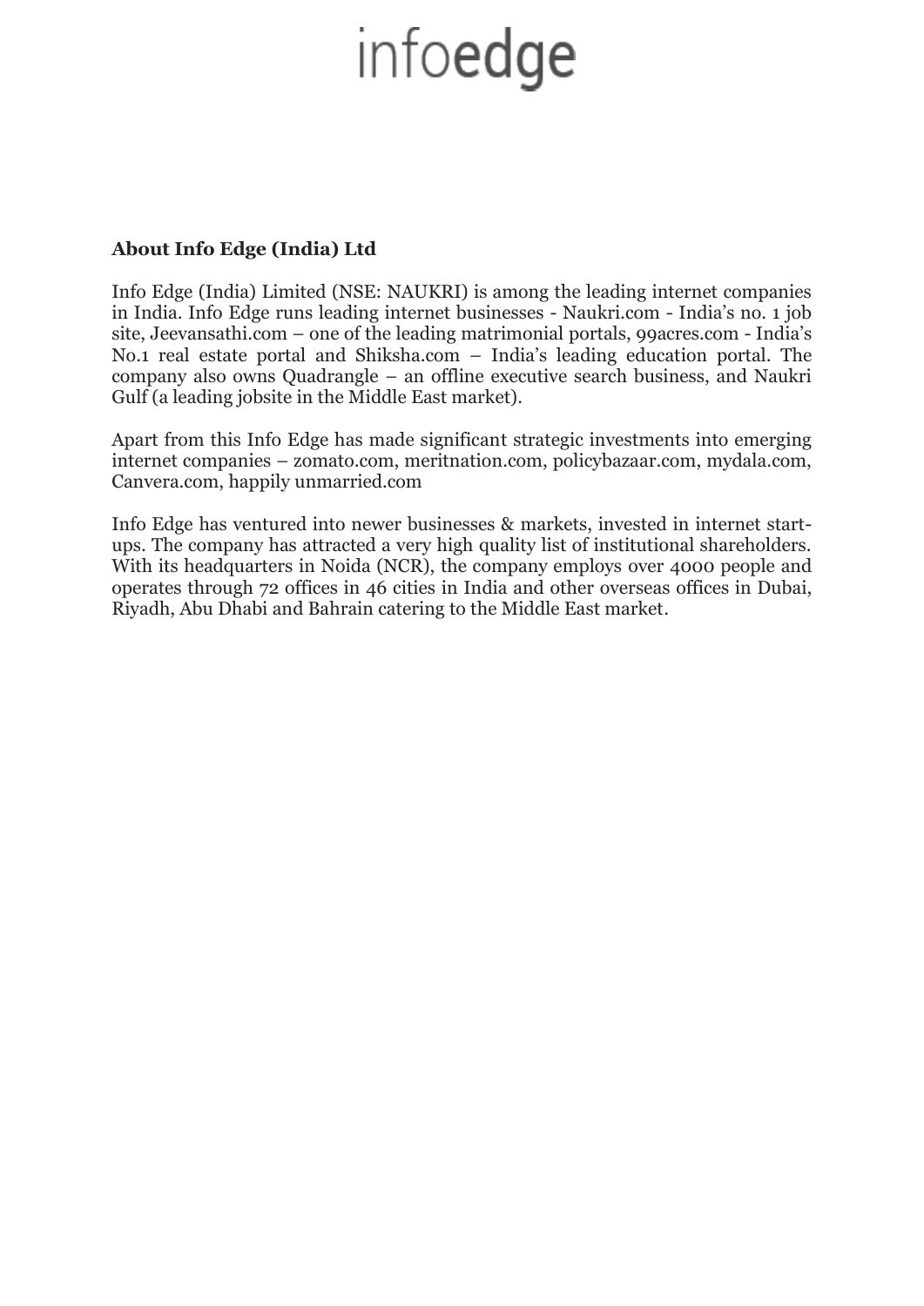infoedge

**About Info Edge (India) Ltd**

Info Edge (India) Limited (NSE: NAUKRI) is among the leading internet companies in India. Info Edge runs leading internet businesses - Naukri.com - India's no. 1 job site, Jeevansathi.com – one of the leading matrimonial portals, 99acres.com - India's No.1 real estate portal and Shiksha.com – India's leading education portal. The company also owns Quadrangle – an offline executive search business, and Naukri Gulf (a leading jobsite in the Middle East market).

Apart from this Info Edge has made significant strategic investments into emerging internet companies – zomato.com, meritnation.com, policybazaar.com, mydala.com, Canvera.com, happily unmarried.com

Info Edge has ventured into newer businesses & markets, invested in internet start-ups. The company has attracted a very high quality list of institutional shareholders. With its headquarters in Noida (NCR), the company employs over 4000 people and operates through 72 offices in 46 cities in India and other overseas offices in Dubai, Riyadh, Abu Dhabi and Bahrain catering to the Middle East market.